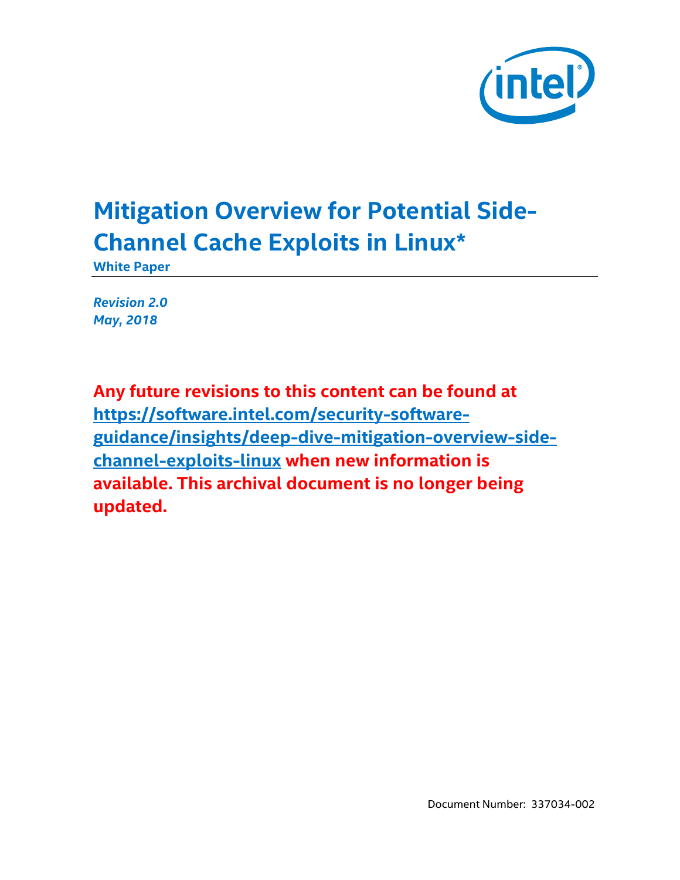# Mitigation Overview for Potential Side-Channel Cache Exploits in Linux*

**White Paper**

*Revision 2.0*
*May, 2018*

**Any future revisions to this content can be found at [https://software.intel.com/security-software-guidance/insights/deep-dive-mitigation-overview-side-channel-exploits-linux](https://software.intel.com/security-software-guidance/insights/deep-dive-mitigation-overview-side-channel-exploits-linux) when new information is available. This archival document is no longer being updated.**

Document Number: 337034-002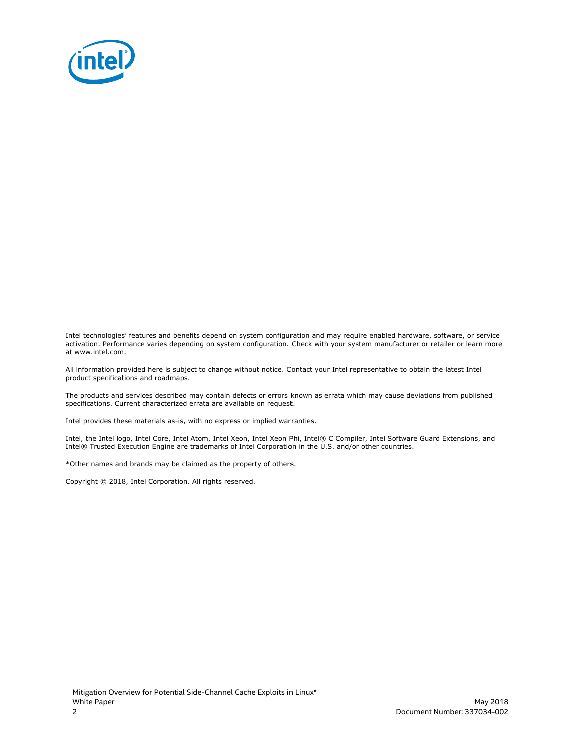Intel technologies' features and benefits depend on system configuration and may require enabled hardware, software, or service activation. Performance varies depending on system configuration. Check with your system manufacturer or retailer or learn more at www.intel.com.

All information provided here is subject to change without notice. Contact your Intel representative to obtain the latest Intel product specifications and roadmaps.

The products and services described may contain defects or errors known as errata which may cause deviations from published specifications. Current characterized errata are available on request.

Intel provides these materials as-is, with no express or implied warranties.

Intel, the Intel logo, Intel Core, Intel Atom, Intel Xeon, Intel Xeon Phi, Intel® C Compiler, Intel Software Guard Extensions, and Intel® Trusted Execution Engine are trademarks of Intel Corporation in the U.S. and/or other countries.

*Other names and brands may be claimed as the property of others.

Copyright © 2018, Intel Corporation. All rights reserved.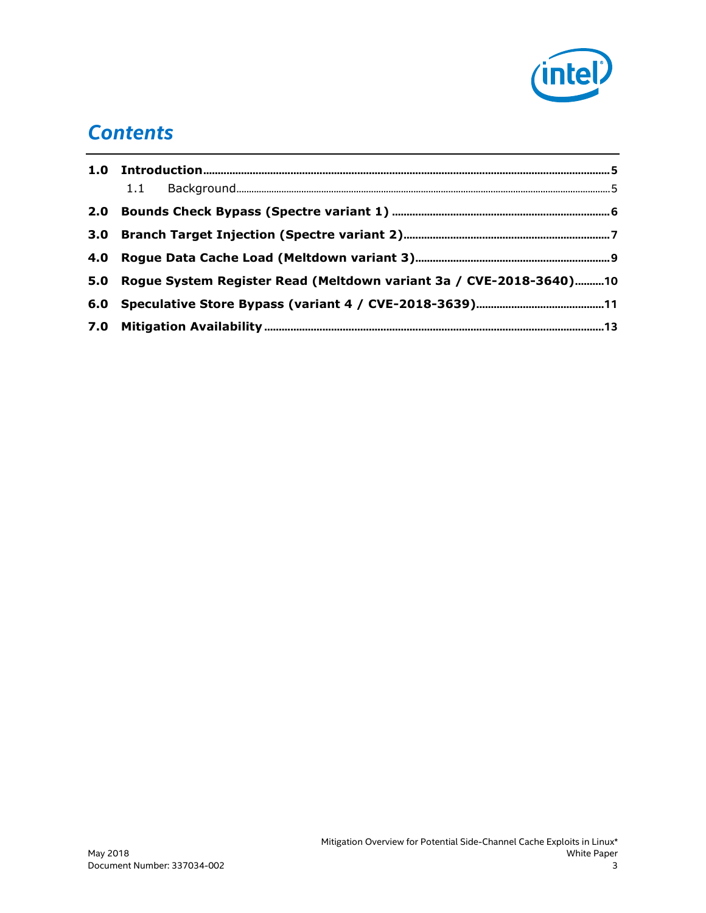# *Contents*

**1.0 Introduction** ........................................................................................................................... **5**

  1.1 Background ........................................................................................................................... 5

**2.0 Bounds Check Bypass (Spectre variant 1)** .......................................................................... **6**

**3.0 Branch Target Injection (Spectre variant 2)** ....................................................................... **7**

**4.0 Rogue Data Cache Load (Meltdown variant 3)** ................................................................... **9**

**5.0 Rogue System Register Read (Meltdown variant 3a / CVE-2018-3640)** .......... **10**

**6.0 Speculative Store Bypass (variant 4 / CVE-2018-3639)** ............................................ **11**

**7.0 Mitigation Availability** ........................................................................................................ **13**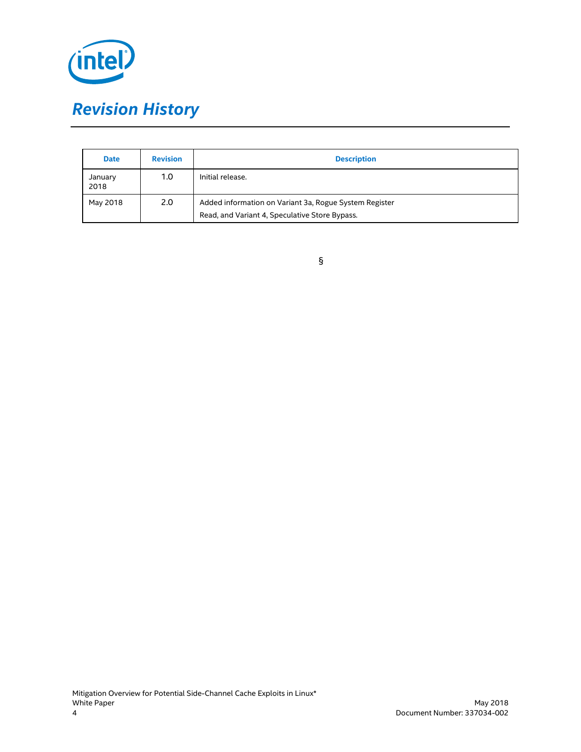# *Revision History*

| Date | Revision | Description |
| --- | --- | --- |
| January 2018 | 1.0 | Initial release. |
| May 2018 | 2.0 | Added information on Variant 3a, Rogue System Register Read, and Variant 4, Speculative Store Bypass. |

§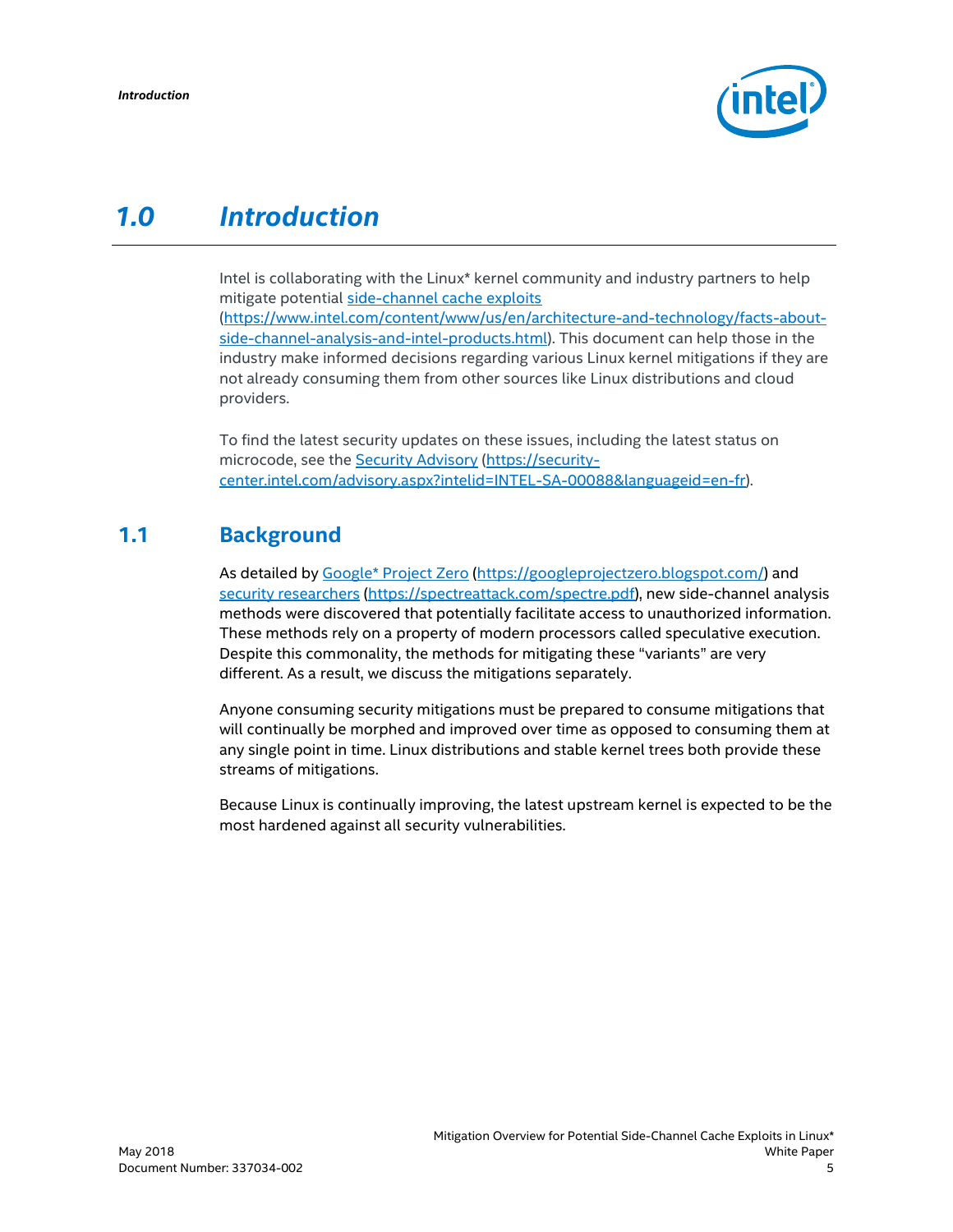# 1.0 Introduction

Intel is collaborating with the Linux* kernel community and industry partners to help mitigate potential [side-channel cache exploits](https://www.intel.com/content/www/us/en/architecture-and-technology/facts-about-side-channel-analysis-and-intel-products.html) (https://www.intel.com/content/www/us/en/architecture-and-technology/facts-about-side-channel-analysis-and-intel-products.html). This document can help those in the industry make informed decisions regarding various Linux kernel mitigations if they are not already consuming them from other sources like Linux distributions and cloud providers.

To find the latest security updates on these issues, including the latest status on microcode, see the [Security Advisory](https://security-center.intel.com/advisory.aspx?intelid=INTEL-SA-00088&languageid=en-fr) (https://security-center.intel.com/advisory.aspx?intelid=INTEL-SA-00088&languageid=en-fr).

## 1.1 Background

As detailed by [Google* Project Zero](https://googleprojectzero.blogspot.com/) (https://googleprojectzero.blogspot.com/) and [security researchers](https://spectreattack.com/spectre.pdf) (https://spectreattack.com/spectre.pdf), new side-channel analysis methods were discovered that potentially facilitate access to unauthorized information. These methods rely on a property of modern processors called speculative execution. Despite this commonality, the methods for mitigating these "variants" are very different. As a result, we discuss the mitigations separately.

Anyone consuming security mitigations must be prepared to consume mitigations that will continually be morphed and improved over time as opposed to consuming them at any single point in time. Linux distributions and stable kernel trees both provide these streams of mitigations.

Because Linux is continually improving, the latest upstream kernel is expected to be the most hardened against all security vulnerabilities.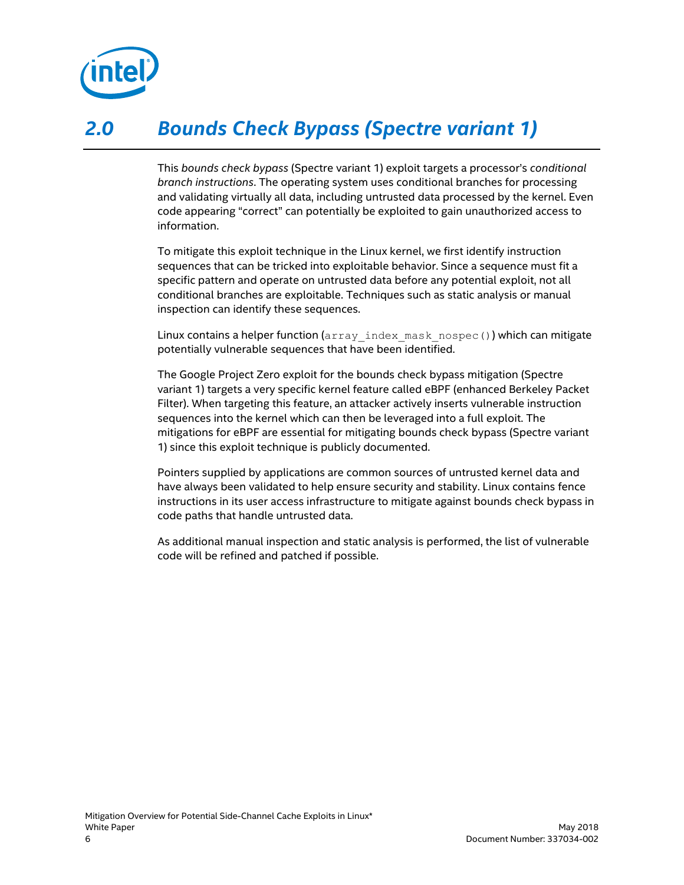# 2.0 Bounds Check Bypass (Spectre variant 1)

This *bounds check bypass* (Spectre variant 1) exploit targets a processor's *conditional branch instructions*. The operating system uses conditional branches for processing and validating virtually all data, including untrusted data processed by the kernel. Even code appearing "correct" can potentially be exploited to gain unauthorized access to information.

To mitigate this exploit technique in the Linux kernel, we first identify instruction sequences that can be tricked into exploitable behavior. Since a sequence must fit a specific pattern and operate on untrusted data before any potential exploit, not all conditional branches are exploitable. Techniques such as static analysis or manual inspection can identify these sequences.

Linux contains a helper function (`array_index_mask_nospec()`) which can mitigate potentially vulnerable sequences that have been identified.

The Google Project Zero exploit for the bounds check bypass mitigation (Spectre variant 1) targets a very specific kernel feature called eBPF (enhanced Berkeley Packet Filter). When targeting this feature, an attacker actively inserts vulnerable instruction sequences into the kernel which can then be leveraged into a full exploit. The mitigations for eBPF are essential for mitigating bounds check bypass (Spectre variant 1) since this exploit technique is publicly documented.

Pointers supplied by applications are common sources of untrusted kernel data and have always been validated to help ensure security and stability. Linux contains fence instructions in its user access infrastructure to mitigate against bounds check bypass in code paths that handle untrusted data.

As additional manual inspection and static analysis is performed, the list of vulnerable code will be refined and patched if possible.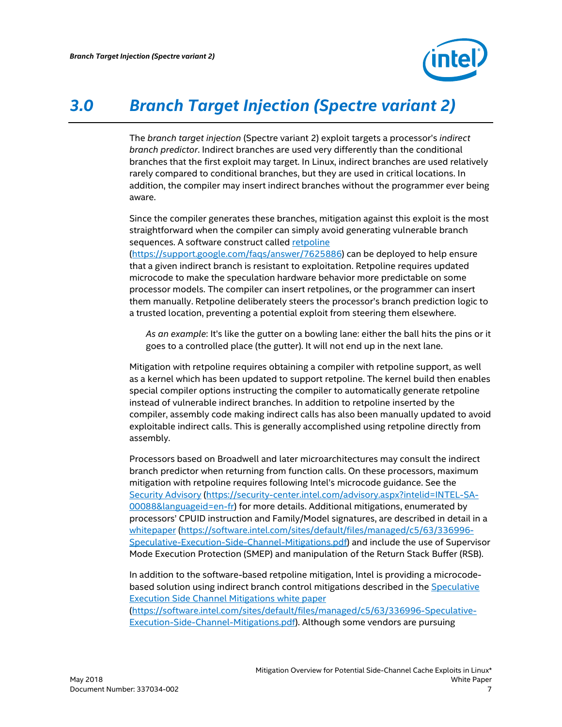# 3.0 Branch Target Injection (Spectre variant 2)

The *branch target injection* (Spectre variant 2) exploit targets a processor's *indirect branch predictor*. Indirect branches are used very differently than the conditional branches that the first exploit may target. In Linux, indirect branches are used relatively rarely compared to conditional branches, but they are used in critical locations. In addition, the compiler may insert indirect branches without the programmer ever being aware.

Since the compiler generates these branches, mitigation against this exploit is the most straightforward when the compiler can simply avoid generating vulnerable branch sequences. A software construct called [retpoline](https://support.google.com/faqs/answer/7625886) (https://support.google.com/faqs/answer/7625886) can be deployed to help ensure that a given indirect branch is resistant to exploitation. Retpoline requires updated microcode to make the speculation hardware behavior more predictable on some processor models. The compiler can insert retpolines, or the programmer can insert them manually. Retpoline deliberately steers the processor's branch prediction logic to a trusted location, preventing a potential exploit from steering them elsewhere.

> *As an example*: It's like the gutter on a bowling lane: either the ball hits the pins or it goes to a controlled place (the gutter). It will not end up in the next lane.

Mitigation with retpoline requires obtaining a compiler with retpoline support, as well as a kernel which has been updated to support retpoline. The kernel build then enables special compiler options instructing the compiler to automatically generate retpoline instead of vulnerable indirect branches. In addition to retpoline inserted by the compiler, assembly code making indirect calls has also been manually updated to avoid exploitable indirect calls. This is generally accomplished using retpoline directly from assembly.

Processors based on Broadwell and later microarchitectures may consult the indirect branch predictor when returning from function calls. On these processors, maximum mitigation with retpoline requires following Intel's microcode guidance. See the [Security Advisory](https://security-center.intel.com/advisory.aspx?intelid=INTEL-SA-00088&languageid=en-fr) (https://security-center.intel.com/advisory.aspx?intelid=INTEL-SA-00088&languageid=en-fr) for more details. Additional mitigations, enumerated by processors' CPUID instruction and Family/Model signatures, are described in detail in a [whitepaper](https://software.intel.com/sites/default/files/managed/c5/63/336996-Speculative-Execution-Side-Channel-Mitigations.pdf) (https://software.intel.com/sites/default/files/managed/c5/63/336996-Speculative-Execution-Side-Channel-Mitigations.pdf) and include the use of Supervisor Mode Execution Protection (SMEP) and manipulation of the Return Stack Buffer (RSB).

In addition to the software-based retpoline mitigation, Intel is providing a microcode-based solution using indirect branch control mitigations described in the [Speculative Execution Side Channel Mitigations white paper](https://software.intel.com/sites/default/files/managed/c5/63/336996-Speculative-Execution-Side-Channel-Mitigations.pdf) (https://software.intel.com/sites/default/files/managed/c5/63/336996-Speculative-Execution-Side-Channel-Mitigations.pdf). Although some vendors are pursuing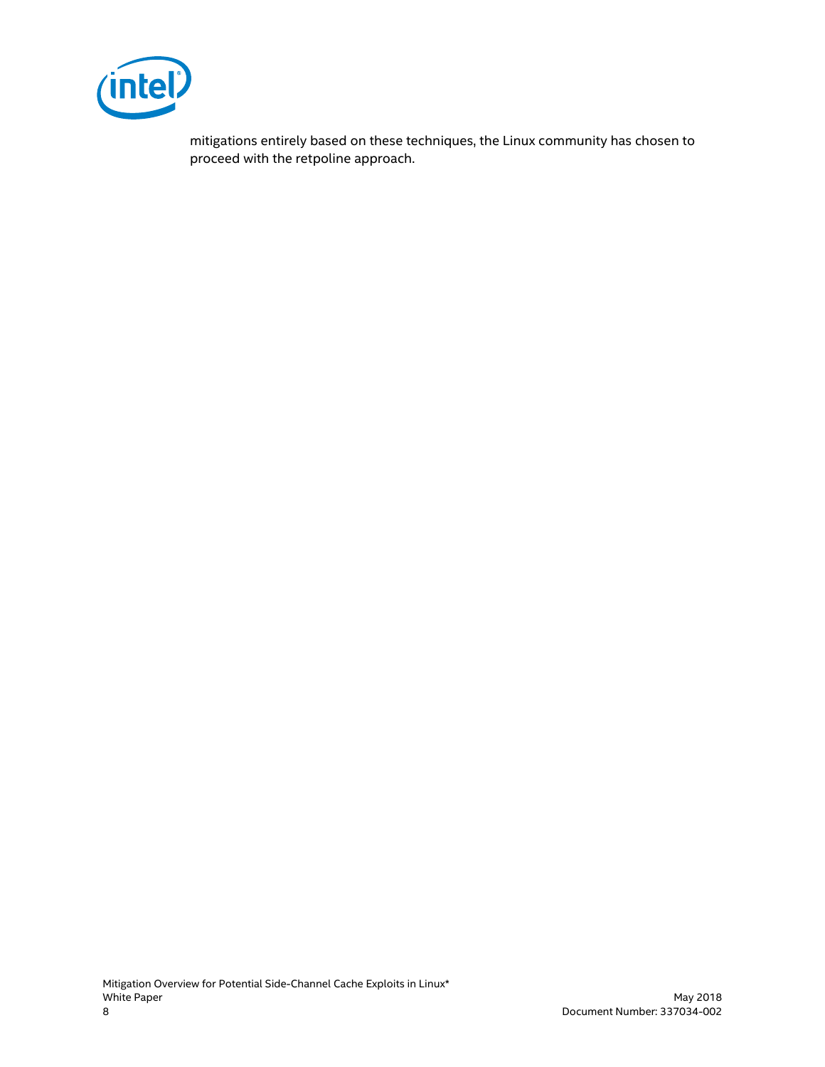mitigations entirely based on these techniques, the Linux community has chosen to proceed with the retpoline approach.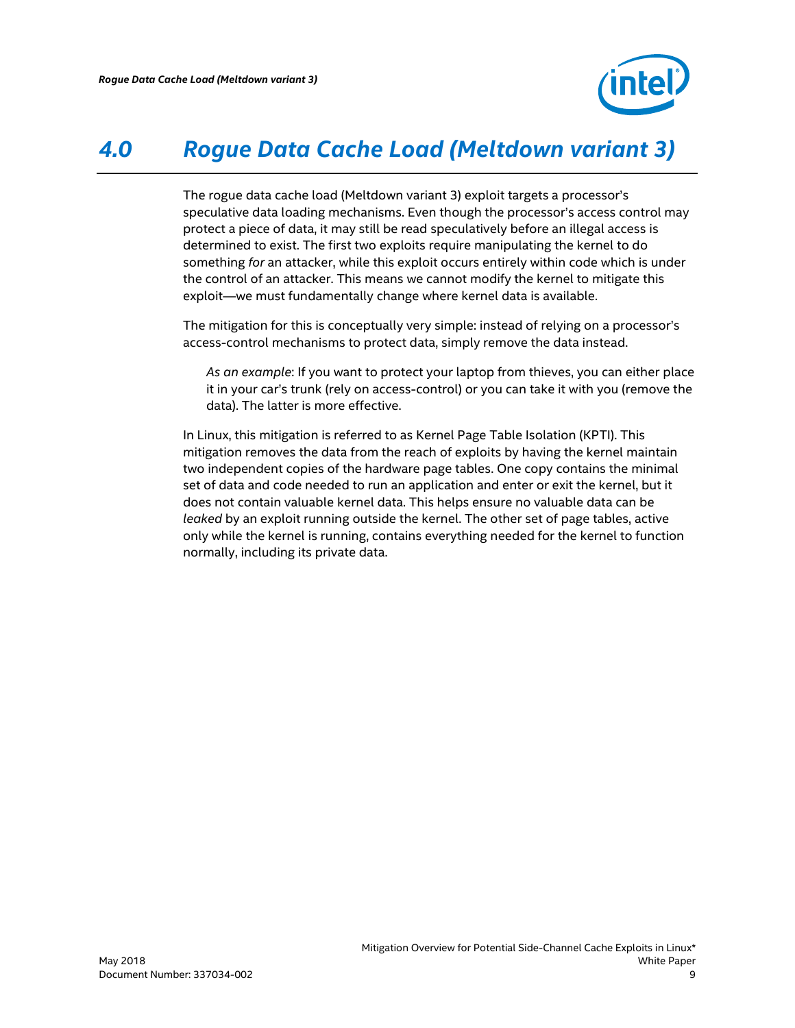# 4.0 Rogue Data Cache Load (Meltdown variant 3)

The rogue data cache load (Meltdown variant 3) exploit targets a processor's speculative data loading mechanisms. Even though the processor's access control may protect a piece of data, it may still be read speculatively before an illegal access is determined to exist. The first two exploits require manipulating the kernel to do something *for* an attacker, while this exploit occurs entirely within code which is under the control of an attacker. This means we cannot modify the kernel to mitigate this exploit—we must fundamentally change where kernel data is available.

The mitigation for this is conceptually very simple: instead of relying on a processor's access-control mechanisms to protect data, simply remove the data instead.

> *As an example*: If you want to protect your laptop from thieves, you can either place it in your car's trunk (rely on access-control) or you can take it with you (remove the data). The latter is more effective.

In Linux, this mitigation is referred to as Kernel Page Table Isolation (KPTI). This mitigation removes the data from the reach of exploits by having the kernel maintain two independent copies of the hardware page tables. One copy contains the minimal set of data and code needed to run an application and enter or exit the kernel, but it does not contain valuable kernel data. This helps ensure no valuable data can be *leaked* by an exploit running outside the kernel. The other set of page tables, active only while the kernel is running, contains everything needed for the kernel to function normally, including its private data.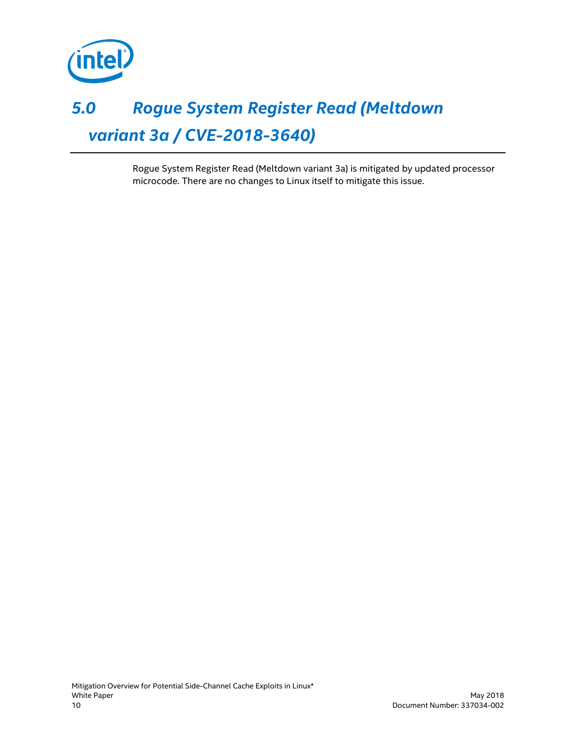# 5.0 Rogue System Register Read (Meltdown variant 3a / CVE-2018-3640)

Rogue System Register Read (Meltdown variant 3a) is mitigated by updated processor microcode. There are no changes to Linux itself to mitigate this issue.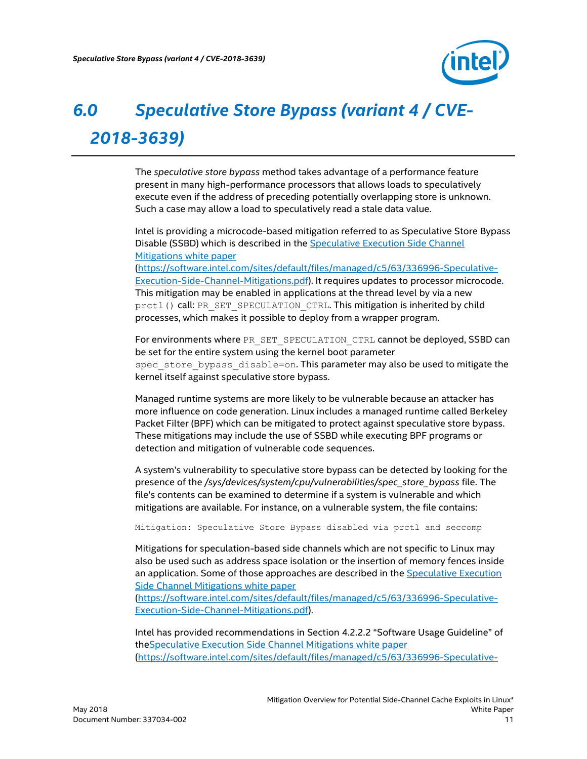# 6.0 Speculative Store Bypass (variant 4 / CVE-2018-3639)

The *speculative store bypass* method takes advantage of a performance feature present in many high-performance processors that allows loads to speculatively execute even if the address of preceding potentially overlapping store is unknown. Such a case may allow a load to speculatively read a stale data value.

Intel is providing a microcode-based mitigation referred to as Speculative Store Bypass Disable (SSBD) which is described in the [Speculative Execution Side Channel Mitigations white paper](https://software.intel.com/sites/default/files/managed/c5/63/336996-Speculative-Execution-Side-Channel-Mitigations.pdf) (https://software.intel.com/sites/default/files/managed/c5/63/336996-Speculative-Execution-Side-Channel-Mitigations.pdf). It requires updates to processor microcode. This mitigation may be enabled in applications at the thread level by via a new `prctl()` call: `PR_SET_SPECULATION_CTRL`. This mitigation is inherited by child processes, which makes it possible to deploy from a wrapper program.

For environments where `PR_SET_SPECULATION_CTRL` cannot be deployed, SSBD can be set for the entire system using the kernel boot parameter `spec_store_bypass_disable=on`. This parameter may also be used to mitigate the kernel itself against speculative store bypass.

Managed runtime systems are more likely to be vulnerable because an attacker has more influence on code generation. Linux includes a managed runtime called Berkeley Packet Filter (BPF) which can be mitigated to protect against speculative store bypass. These mitigations may include the use of SSBD while executing BPF programs or detection and mitigation of vulnerable code sequences.

A system's vulnerability to speculative store bypass can be detected by looking for the presence of the */sys/devices/system/cpu/vulnerabilities/spec_store_bypass* file. The file's contents can be examined to determine if a system is vulnerable and which mitigations are available. For instance, on a vulnerable system, the file contains:

```
Mitigation: Speculative Store Bypass disabled via prctl and seccomp
```

Mitigations for speculation-based side channels which are not specific to Linux may also be used such as address space isolation or the insertion of memory fences inside an application. Some of those approaches are described in the [Speculative Execution Side Channel Mitigations white paper](https://software.intel.com/sites/default/files/managed/c5/63/336996-Speculative-Execution-Side-Channel-Mitigations.pdf) (https://software.intel.com/sites/default/files/managed/c5/63/336996-Speculative-Execution-Side-Channel-Mitigations.pdf).

Intel has provided recommendations in Section 4.2.2.2 "Software Usage Guideline" of the[Speculative Execution Side Channel Mitigations white paper](https://software.intel.com/sites/default/files/managed/c5/63/336996-Speculative-Execution-Side-Channel-Mitigations.pdf) (https://software.intel.com/sites/default/files/managed/c5/63/336996-Speculative-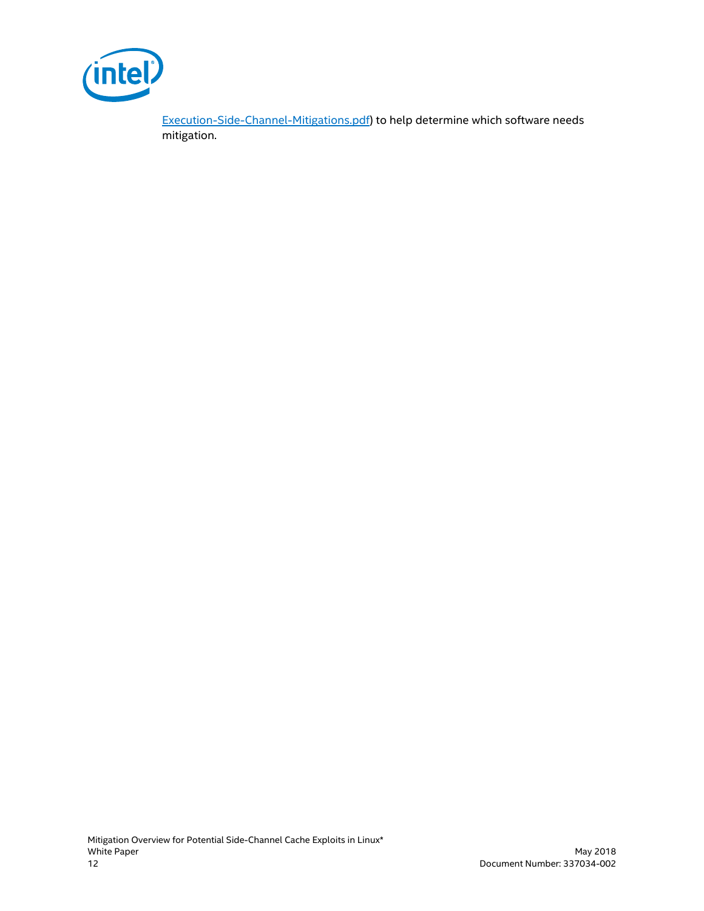Execution-Side-Channel-Mitigations.pdf) to help determine which software needs mitigation.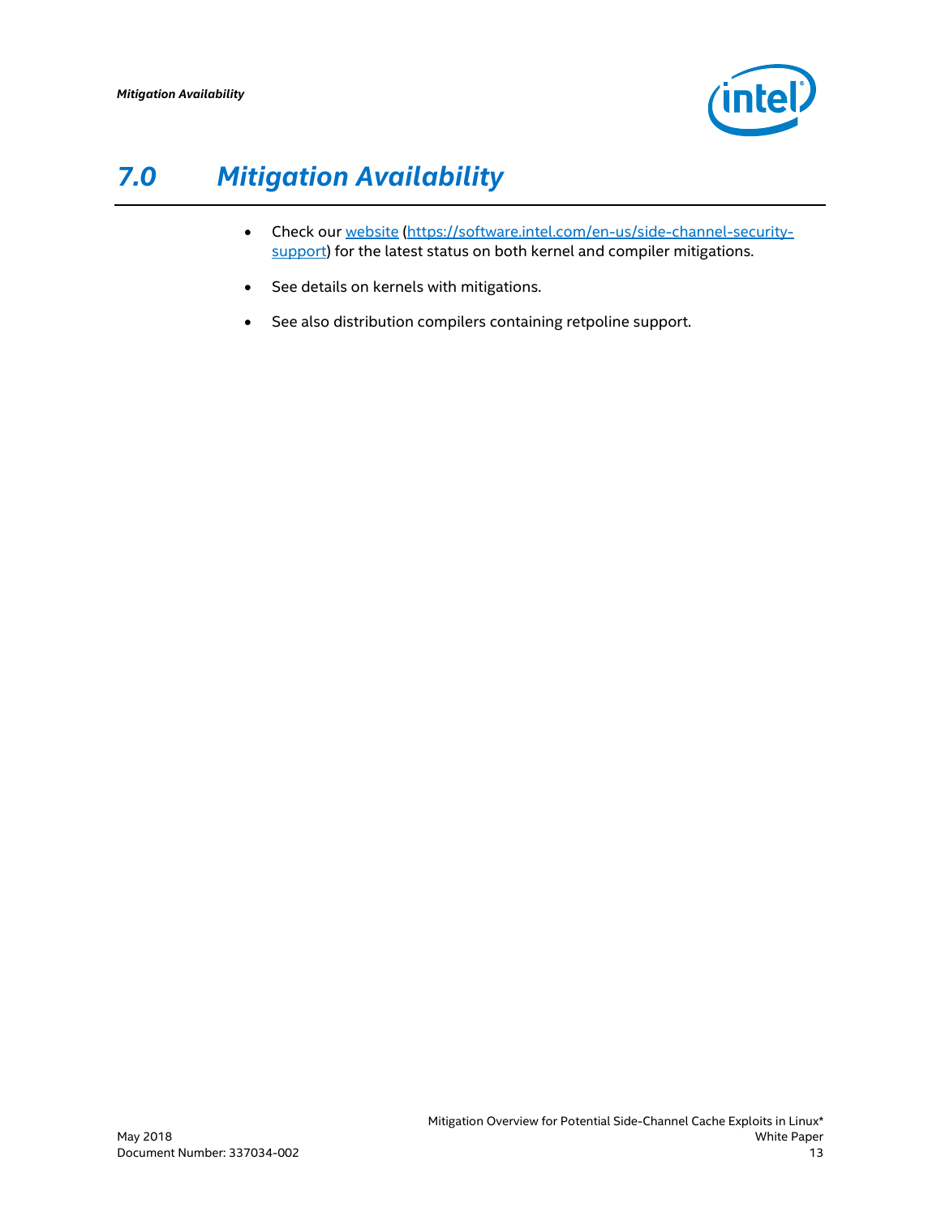# 7.0 Mitigation Availability

- Check our [website](https://software.intel.com/en-us/side-channel-security-support) ([https://software.intel.com/en-us/side-channel-security-support](https://software.intel.com/en-us/side-channel-security-support)) for the latest status on both kernel and compiler mitigations.
- See details on kernels with mitigations.
- See also distribution compilers containing retpoline support.